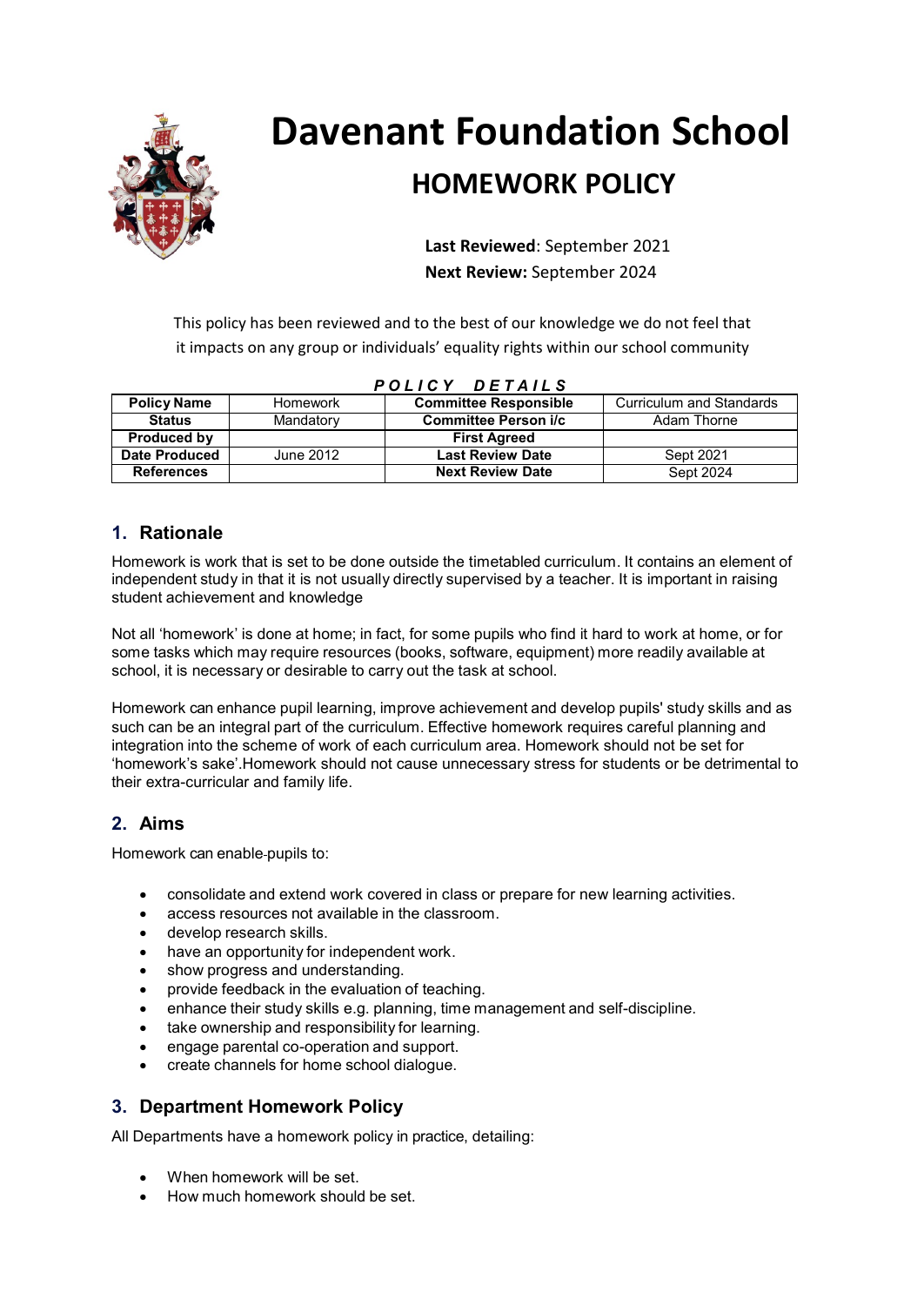# Davenant Foundation School

## HOMEWORK POLICY

**Last Reviewed**: September 2021
**Next Review:** September 2024

This policy has been reviewed and to the best of our knowledge we do not feel that it impacts on any group or individuals' equality rights within our school community

***POLICY DETAILS***

| | | | |
|---|---|---|---|
| **Policy Name** | Homework | **Committee Responsible** | Curriculum and Standards |
| **Status** | Mandatory | **Committee Person i/c** | Adam Thorne |
| **Produced by** | | **First Agreed** | |
| **Date Produced** | June 2012 | **Last Review Date** | Sept 2021 |
| **References** | | **Next Review Date** | Sept 2024 |

## 1. Rationale

Homework is work that is set to be done outside the timetabled curriculum. It contains an element of independent study in that it is not usually directly supervised by a teacher. It is important in raising student achievement and knowledge

Not all 'homework' is done at home; in fact, for some pupils who find it hard to work at home, or for some tasks which may require resources (books, software, equipment) more readily available at school, it is necessary or desirable to carry out the task at school.

Homework can enhance pupil learning, improve achievement and develop pupils' study skills and as such can be an integral part of the curriculum. Effective homework requires careful planning and integration into the scheme of work of each curriculum area. Homework should not be set for 'homework's sake'.Homework should not cause unnecessary stress for students or be detrimental to their extra-curricular and family life.

## 2. Aims

Homework can enable pupils to:

- consolidate and extend work covered in class or prepare for new learning activities.
- access resources not available in the classroom.
- develop research skills.
- have an opportunity for independent work.
- show progress and understanding.
- provide feedback in the evaluation of teaching.
- enhance their study skills e.g. planning, time management and self-discipline.
- take ownership and responsibility for learning.
- engage parental co-operation and support.
- create channels for home school dialogue.

## 3. Department Homework Policy

All Departments have a homework policy in practice, detailing:

- When homework will be set.
- How much homework should be set.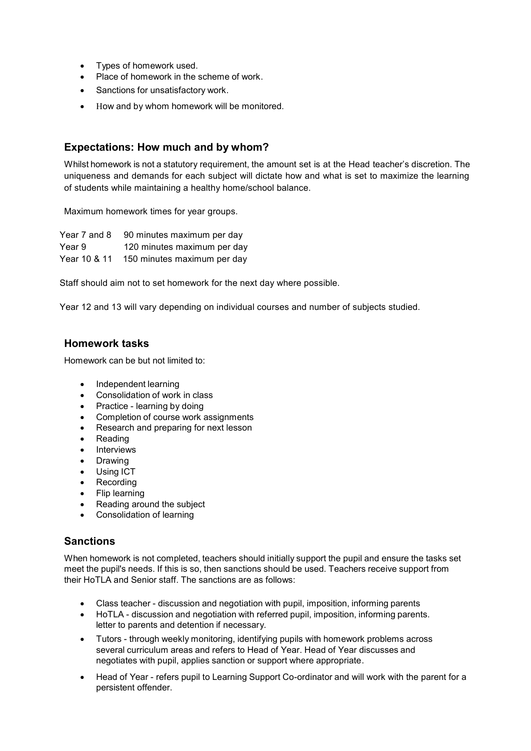- Types of homework used.
- Place of homework in the scheme of work.
- Sanctions for unsatisfactory work.
- How and by whom homework will be monitored.

## Expectations: How much and by whom?

Whilst homework is not a statutory requirement, the amount set is at the Head teacher's discretion. The uniqueness and demands for each subject will dictate how and what is set to maximize the learning of students while maintaining a healthy home/school balance.

Maximum homework times for year groups.

| | |
|---|---|
| Year 7 and 8 | 90 minutes maximum per day |
| Year 9 | 120 minutes maximum per day |
| Year 10 & 11 | 150 minutes maximum per day |

Staff should aim not to set homework for the next day where possible.

Year 12 and 13 will vary depending on individual courses and number of subjects studied.

## Homework tasks

Homework can be but not limited to:

- Independent learning
- Consolidation of work in class
- Practice - learning by doing
- Completion of course work assignments
- Research and preparing for next lesson
- Reading
- Interviews
- Drawing
- Using ICT
- Recording
- Flip learning
- Reading around the subject
- Consolidation of learning

## Sanctions

When homework is not completed, teachers should initially support the pupil and ensure the tasks set meet the pupil's needs. If this is so, then sanctions should be used. Teachers receive support from their HoTLA and Senior staff. The sanctions are as follows:

- Class teacher - discussion and negotiation with pupil, imposition, informing parents
- HoTLA - discussion and negotiation with referred pupil, imposition, informing parents. letter to parents and detention if necessary.
- Tutors - through weekly monitoring, identifying pupils with homework problems across several curriculum areas and refers to Head of Year. Head of Year discusses and negotiates with pupil, applies sanction or support where appropriate.
- Head of Year - refers pupil to Learning Support Co-ordinator and will work with the parent for a persistent offender.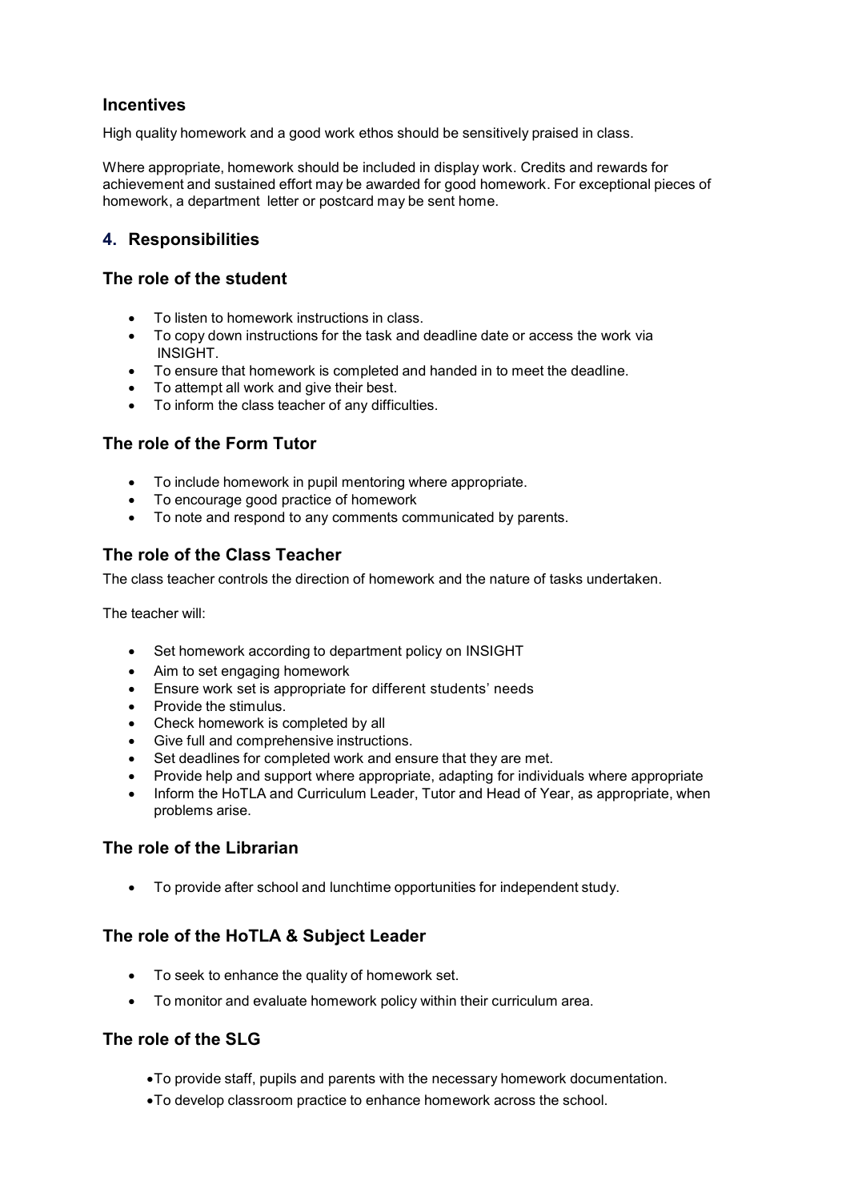### Incentives

High quality homework and a good work ethos should be sensitively praised in class.

Where appropriate, homework should be included in display work. Credits and rewards for achievement and sustained effort may be awarded for good homework. For exceptional pieces of homework, a department letter or postcard may be sent home.

## 4. Responsibilities

### The role of the student

- To listen to homework instructions in class.
- To copy down instructions for the task and deadline date or access the work via INSIGHT.
- To ensure that homework is completed and handed in to meet the deadline.
- To attempt all work and give their best.
- To inform the class teacher of any difficulties.

### The role of the Form Tutor

- To include homework in pupil mentoring where appropriate.
- To encourage good practice of homework
- To note and respond to any comments communicated by parents.

### The role of the Class Teacher

The class teacher controls the direction of homework and the nature of tasks undertaken.

The teacher will:

- Set homework according to department policy on INSIGHT
- Aim to set engaging homework
- Ensure work set is appropriate for different students' needs
- Provide the stimulus.
- Check homework is completed by all
- Give full and comprehensive instructions.
- Set deadlines for completed work and ensure that they are met.
- Provide help and support where appropriate, adapting for individuals where appropriate
- Inform the HoTLA and Curriculum Leader, Tutor and Head of Year, as appropriate, when problems arise.

### The role of the Librarian

- To provide after school and lunchtime opportunities for independent study.

### The role of the HoTLA & Subject Leader

- To seek to enhance the quality of homework set.
- To monitor and evaluate homework policy within their curriculum area.

### The role of the SLG

- To provide staff, pupils and parents with the necessary homework documentation.
- To develop classroom practice to enhance homework across the school.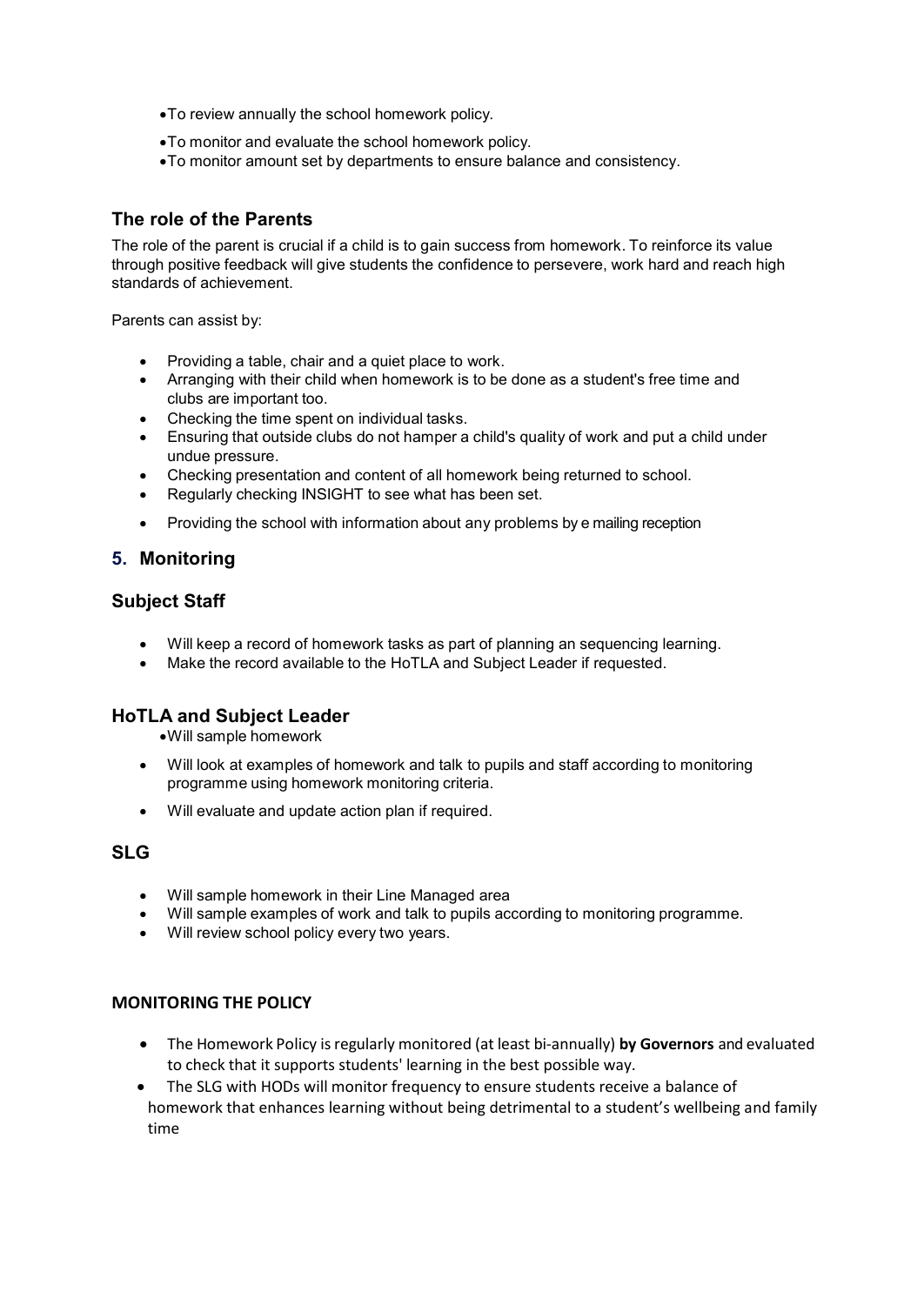- To review annually the school homework policy.
- To monitor and evaluate the school homework policy.
- To monitor amount set by departments to ensure balance and consistency.

### The role of the Parents

The role of the parent is crucial if a child is to gain success from homework. To reinforce its value through positive feedback will give students the confidence to persevere, work hard and reach high standards of achievement.

Parents can assist by:

- Providing a table, chair and a quiet place to work.
- Arranging with their child when homework is to be done as a student's free time and clubs are important too.
- Checking the time spent on individual tasks.
- Ensuring that outside clubs do not hamper a child's quality of work and put a child under undue pressure.
- Checking presentation and content of all homework being returned to school.
- Regularly checking INSIGHT to see what has been set.
- Providing the school with information about any problems by e mailing reception

## 5. Monitoring

### Subject Staff

- Will keep a record of homework tasks as part of planning an sequencing learning.
- Make the record available to the HoTLA and Subject Leader if requested.

### HoTLA and Subject Leader

- Will sample homework
- Will look at examples of homework and talk to pupils and staff according to monitoring programme using homework monitoring criteria.
- Will evaluate and update action plan if required.

### SLG

- Will sample homework in their Line Managed area
- Will sample examples of work and talk to pupils according to monitoring programme.
- Will review school policy every two years.

#### MONITORING THE POLICY

- The Homework Policy is regularly monitored (at least bi-annually) **by Governors** and evaluated to check that it supports students' learning in the best possible way.
- The SLG with HODs will monitor frequency to ensure students receive a balance of homework that enhances learning without being detrimental to a student's wellbeing and family time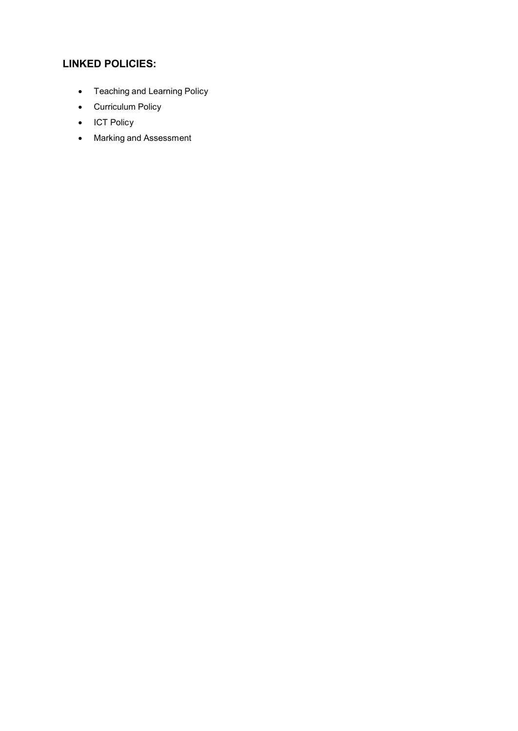## LINKED POLICIES:

- Teaching and Learning Policy
- Curriculum Policy
- ICT Policy
- Marking and Assessment